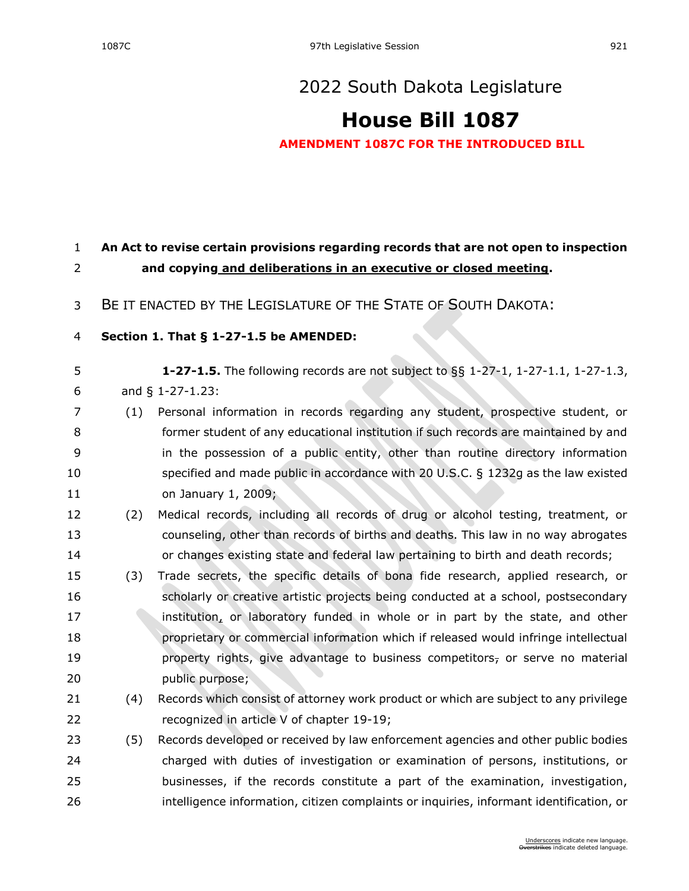# 2022 South Dakota Legislature

# House Bill 1087

**AMENDMENT 1087C FOR THE INTRODUCED BILL**

**An Act to revise certain provisions regarding records that are not open to inspection and copying <u>and deliberations in an executive or closed meeting</u>.**

BE IT ENACTED BY THE LEGISLATURE OF THE STATE OF SOUTH DAKOTA:

**Section 1. That § 1-27-1.5 be AMENDED:**

**1-27-1.5.** The following records are not subject to §§ 1-27-1, 1-27-1.1, 1-27-1.3, and § 1-27-1.23:

(1) Personal information in records regarding any student, prospective student, or former student of any educational institution if such records are maintained by and in the possession of a public entity, other than routine directory information specified and made public in accordance with 20 U.S.C. § 1232g as the law existed on January 1, 2009;

(2) Medical records, including all records of drug or alcohol testing, treatment, or counseling, other than records of births and deaths. This law in no way abrogates or changes existing state and federal law pertaining to birth and death records;

(3) Trade secrets, the specific details of bona fide research, applied research, or scholarly or creative artistic projects being conducted at a school, postsecondary institution<u>,</u> or laboratory funded in whole or in part by the state, and other proprietary or commercial information which if released would infringe intellectual property rights, give advantage to business competitors~~,~~ or serve no material public purpose;

(4) Records which consist of attorney work product or which are subject to any privilege recognized in article V of chapter 19-19;

(5) Records developed or received by law enforcement agencies and other public bodies charged with duties of investigation or examination of persons, institutions, or businesses, if the records constitute a part of the examination, investigation, intelligence information, citizen complaints or inquiries, informant identification, or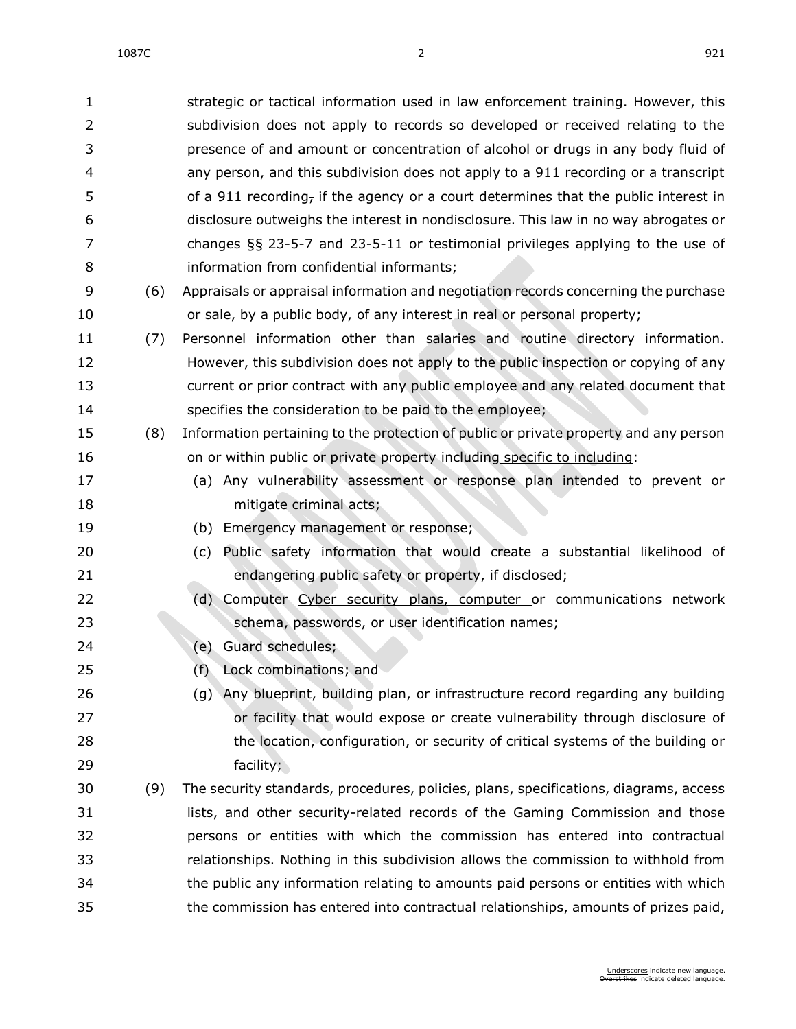strategic or tactical information used in law enforcement training. However, this subdivision does not apply to records so developed or received relating to the presence of and amount or concentration of alcohol or drugs in any body fluid of any person, and this subdivision does not apply to a 911 recording or a transcript of a 911 recording~~,~~ if the agency or a court determines that the public interest in disclosure outweighs the interest in nondisclosure. This law in no way abrogates or changes §§ 23-5-7 and 23-5-11 or testimonial privileges applying to the use of information from confidential informants;

(6) Appraisals or appraisal information and negotiation records concerning the purchase or sale, by a public body, of any interest in real or personal property;

(7) Personnel information other than salaries and routine directory information. However, this subdivision does not apply to the public inspection or copying of any current or prior contract with any public employee and any related document that specifies the consideration to be paid to the employee;

(8) Information pertaining to the protection of public or private property and any person on or within public or private property ~~including specific to~~ including:

(a) Any vulnerability assessment or response plan intended to prevent or mitigate criminal acts;

(b) Emergency management or response;

(c) Public safety information that would create a substantial likelihood of endangering public safety or property, if disclosed;

(d) ~~Computer~~ Cyber security plans, computer or communications network schema, passwords, or user identification names;

(e) Guard schedules;

(f) Lock combinations; and

(g) Any blueprint, building plan, or infrastructure record regarding any building or facility that would expose or create vulnerability through disclosure of the location, configuration, or security of critical systems of the building or facility;

(9) The security standards, procedures, policies, plans, specifications, diagrams, access lists, and other security-related records of the Gaming Commission and those persons or entities with which the commission has entered into contractual relationships. Nothing in this subdivision allows the commission to withhold from the public any information relating to amounts paid persons or entities with which the commission has entered into contractual relationships, amounts of prizes paid,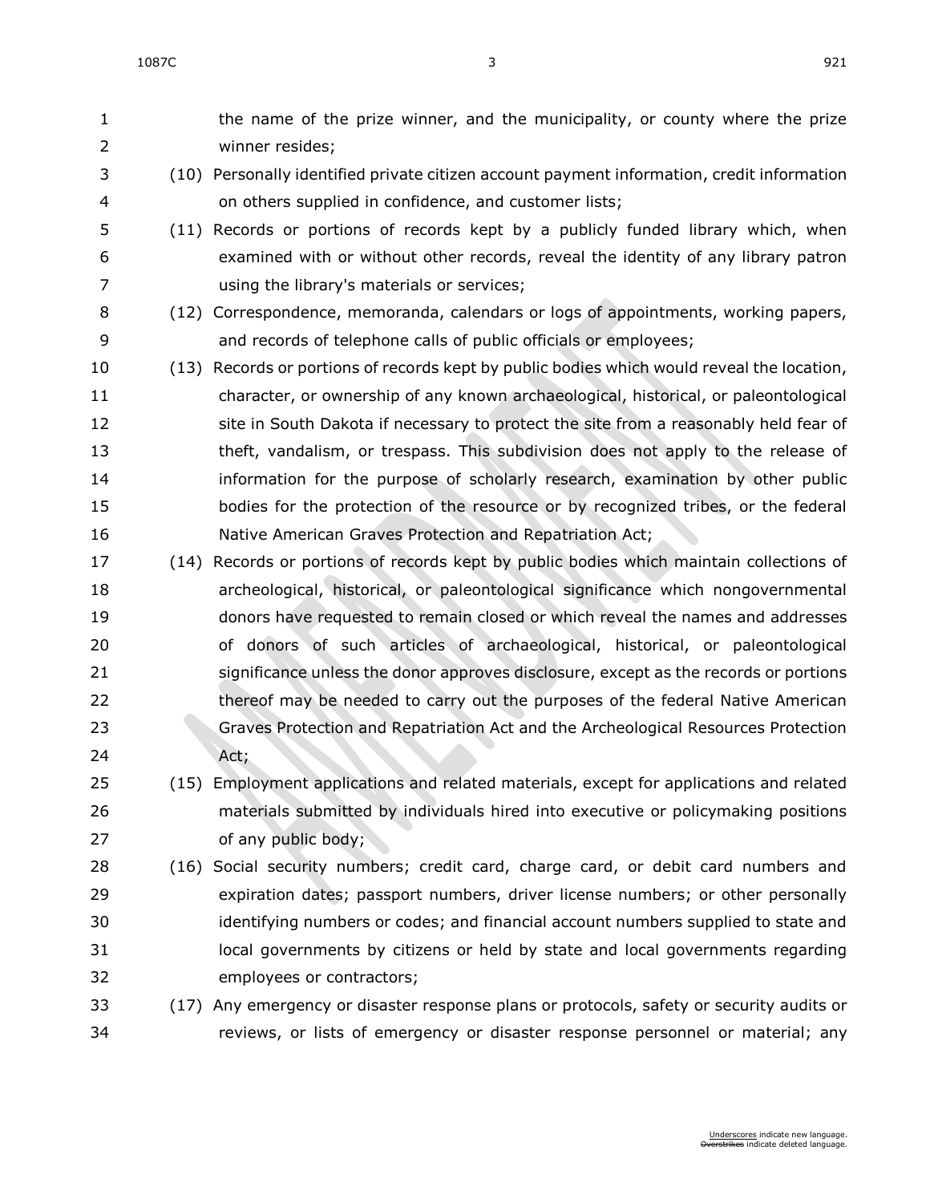the name of the prize winner, and the municipality, or county where the prize winner resides;

(10) Personally identified private citizen account payment information, credit information on others supplied in confidence, and customer lists;

(11) Records or portions of records kept by a publicly funded library which, when examined with or without other records, reveal the identity of any library patron using the library's materials or services;

(12) Correspondence, memoranda, calendars or logs of appointments, working papers, and records of telephone calls of public officials or employees;

(13) Records or portions of records kept by public bodies which would reveal the location, character, or ownership of any known archaeological, historical, or paleontological site in South Dakota if necessary to protect the site from a reasonably held fear of theft, vandalism, or trespass. This subdivision does not apply to the release of information for the purpose of scholarly research, examination by other public bodies for the protection of the resource or by recognized tribes, or the federal Native American Graves Protection and Repatriation Act;

(14) Records or portions of records kept by public bodies which maintain collections of archeological, historical, or paleontological significance which nongovernmental donors have requested to remain closed or which reveal the names and addresses of donors of such articles of archaeological, historical, or paleontological significance unless the donor approves disclosure, except as the records or portions thereof may be needed to carry out the purposes of the federal Native American Graves Protection and Repatriation Act and the Archeological Resources Protection Act;

(15) Employment applications and related materials, except for applications and related materials submitted by individuals hired into executive or policymaking positions of any public body;

(16) Social security numbers; credit card, charge card, or debit card numbers and expiration dates; passport numbers, driver license numbers; or other personally identifying numbers or codes; and financial account numbers supplied to state and local governments by citizens or held by state and local governments regarding employees or contractors;

(17) Any emergency or disaster response plans or protocols, safety or security audits or reviews, or lists of emergency or disaster response personnel or material; any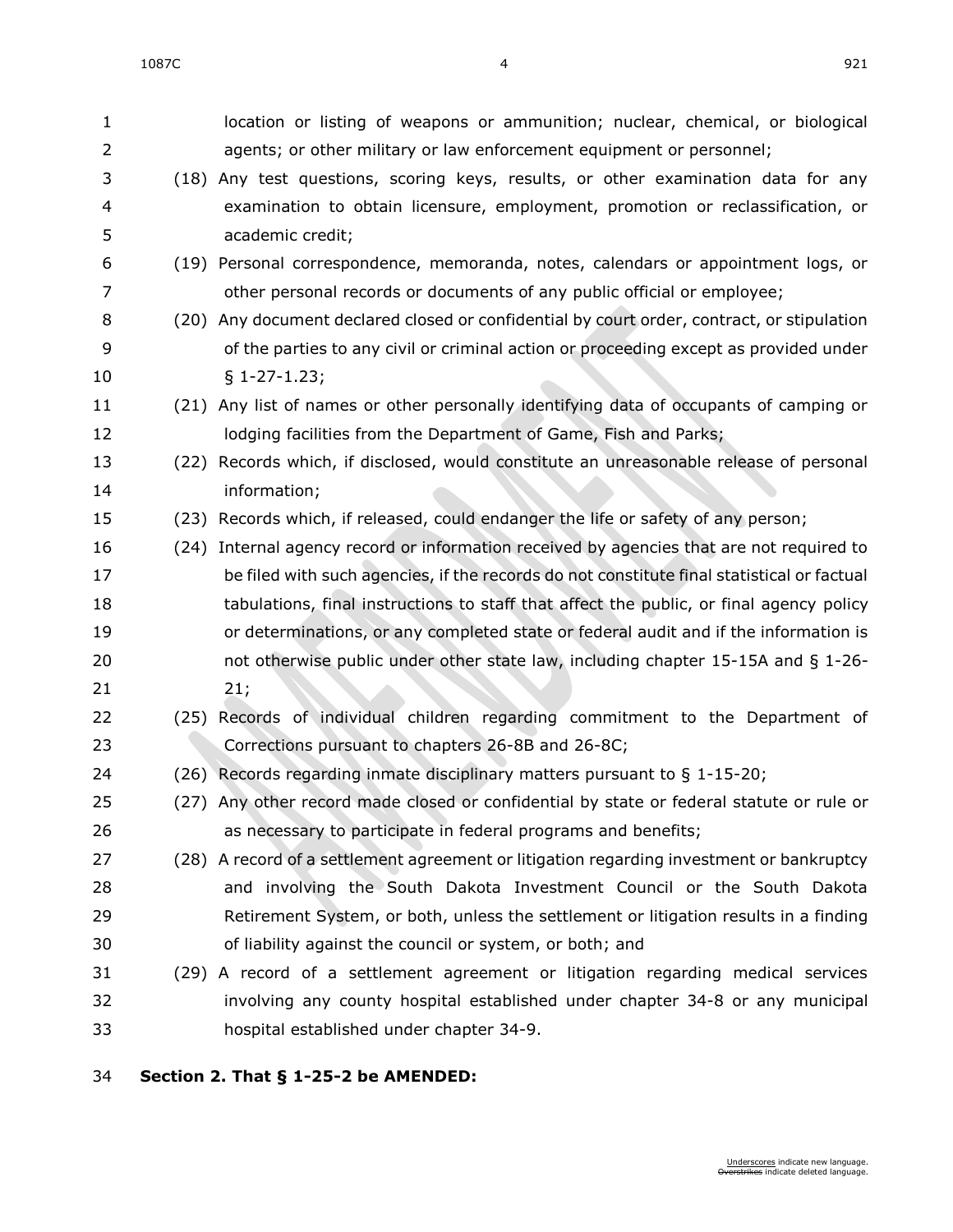location or listing of weapons or ammunition; nuclear, chemical, or biological agents; or other military or law enforcement equipment or personnel;

(18) Any test questions, scoring keys, results, or other examination data for any examination to obtain licensure, employment, promotion or reclassification, or academic credit;

(19) Personal correspondence, memoranda, notes, calendars or appointment logs, or other personal records or documents of any public official or employee;

(20) Any document declared closed or confidential by court order, contract, or stipulation of the parties to any civil or criminal action or proceeding except as provided under § 1-27-1.23;

(21) Any list of names or other personally identifying data of occupants of camping or lodging facilities from the Department of Game, Fish and Parks;

(22) Records which, if disclosed, would constitute an unreasonable release of personal information;

(23) Records which, if released, could endanger the life or safety of any person;

(24) Internal agency record or information received by agencies that are not required to be filed with such agencies, if the records do not constitute final statistical or factual tabulations, final instructions to staff that affect the public, or final agency policy or determinations, or any completed state or federal audit and if the information is not otherwise public under other state law, including chapter 15-15A and § 1-26-21;

(25) Records of individual children regarding commitment to the Department of Corrections pursuant to chapters 26-8B and 26-8C;

(26) Records regarding inmate disciplinary matters pursuant to § 1-15-20;

(27) Any other record made closed or confidential by state or federal statute or rule or as necessary to participate in federal programs and benefits;

(28) A record of a settlement agreement or litigation regarding investment or bankruptcy and involving the South Dakota Investment Council or the South Dakota Retirement System, or both, unless the settlement or litigation results in a finding of liability against the council or system, or both; and

(29) A record of a settlement agreement or litigation regarding medical services involving any county hospital established under chapter 34-8 or any municipal hospital established under chapter 34-9.

**Section 2. That § 1-25-2 be AMENDED:**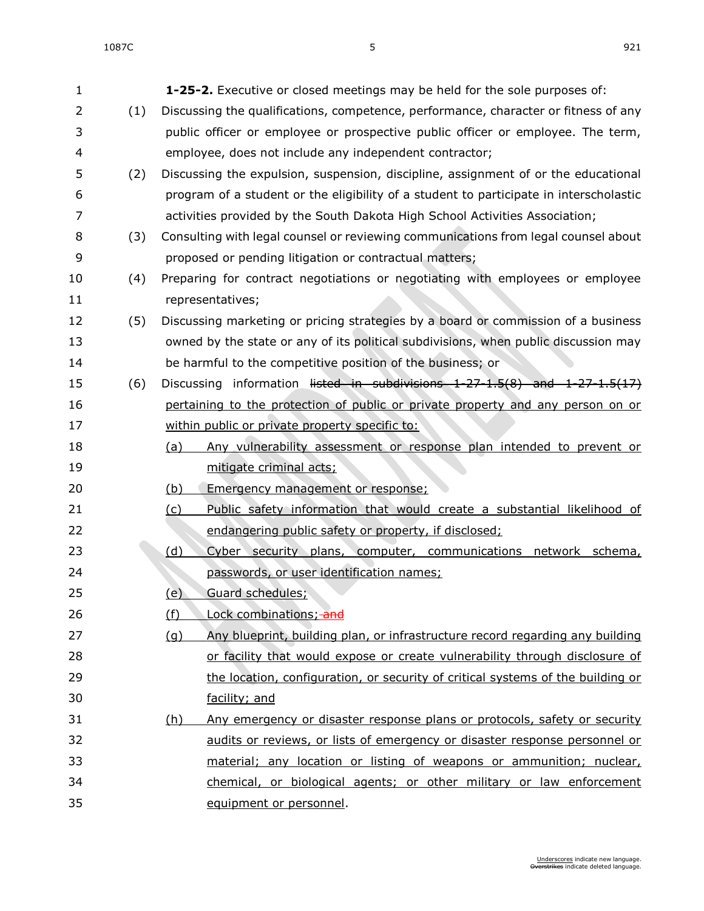**1-25-2.** Executive or closed meetings may be held for the sole purposes of:

(1) Discussing the qualifications, competence, performance, character or fitness of any public officer or employee or prospective public officer or employee. The term, employee, does not include any independent contractor;

(2) Discussing the expulsion, suspension, discipline, assignment of or the educational program of a student or the eligibility of a student to participate in interscholastic activities provided by the South Dakota High School Activities Association;

(3) Consulting with legal counsel or reviewing communications from legal counsel about proposed or pending litigation or contractual matters;

(4) Preparing for contract negotiations or negotiating with employees or employee representatives;

(5) Discussing marketing or pricing strategies by a board or commission of a business owned by the state or any of its political subdivisions, when public discussion may be harmful to the competitive position of the business; or

(6) Discussing information ~~listed in subdivisions 1-27-1.5(8) and 1-27-1.5(17)~~ <u>pertaining to the protection of public or private property and any person on or within public or private property specific to:</u>

   <u>(a) Any vulnerability assessment or response plan intended to prevent or mitigate criminal acts;</u>

   <u>(b) Emergency management or response;</u>

   <u>(c) Public safety information that would create a substantial likelihood of endangering public safety or property, if disclosed;</u>

   <u>(d) Cyber security plans, computer, communications network schema, passwords, or user identification names;</u>

   <u>(e) Guard schedules;</u>

   <u>(f) Lock combinations;</u> ~~and~~

   <u>(g) Any blueprint, building plan, or infrastructure record regarding any building or facility that would expose or create vulnerability through disclosure of the location, configuration, or security of critical systems of the building or facility; and</u>

   <u>(h) Any emergency or disaster response plans or protocols, safety or security audits or reviews, or lists of emergency or disaster response personnel or material; any location or listing of weapons or ammunition; nuclear, chemical, or biological agents; or other military or law enforcement equipment or personnel</u>.

<u>Underscores</u> indicate new language.
~~Overstrikes~~ indicate deleted language.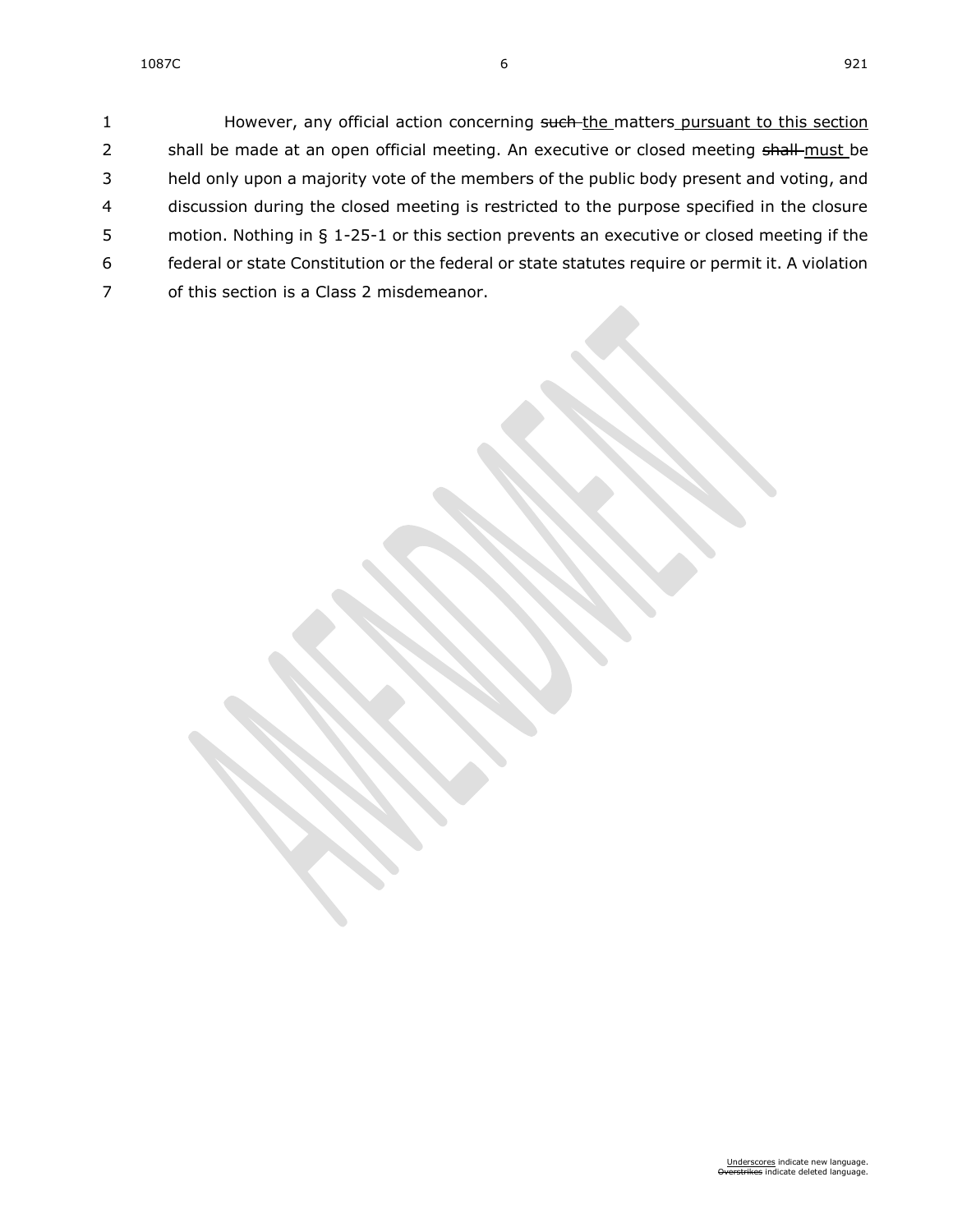However, any official action concerning ~~such~~ <u>the</u> matters <u>pursuant to this section</u> shall be made at an open official meeting. An executive or closed meeting ~~shall~~ <u>must</u> be held only upon a majority vote of the members of the public body present and voting, and discussion during the closed meeting is restricted to the purpose specified in the closure motion. Nothing in § 1-25-1 or this section prevents an executive or closed meeting if the federal or state Constitution or the federal or state statutes require or permit it. A violation of this section is a Class 2 misdemeanor.

<u>Underscores</u> indicate new language.
~~Overstrikes~~ indicate deleted language.